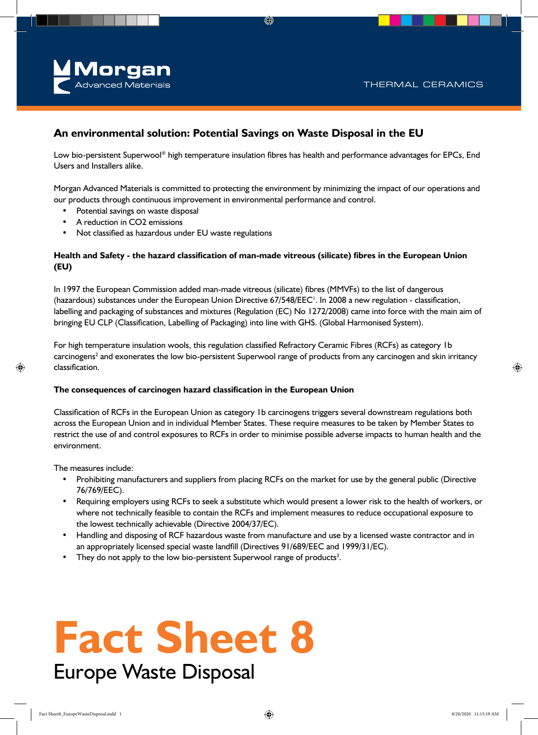Morgan Advanced Materials

THERMAL CERAMICS

## An environmental solution: Potential Savings on Waste Disposal in the EU

Low bio-persistent Superwool® high temperature insulation fibres has health and performance advantages for EPCs, End Users and Installers alike.

Morgan Advanced Materials is committed to protecting the environment by minimizing the impact of our operations and our products through continuous improvement in environmental performance and control.

- Potential savings on waste disposal
- A reduction in $CO_2$ emissions
- Not classified as hazardous under EU waste regulations

### Health and Safety - the hazard classification of man-made vitreous (silicate) fibres in the European Union (EU)

In 1997 the European Commission added man-made vitreous (silicate) fibres (MMVFs) to the list of dangerous (hazardous) substances under the European Union Directive 67/548/EEC[1]. In 2008 a new regulation - classification, labelling and packaging of substances and mixtures (Regulation (EC) No 1272/2008) came into force with the main aim of bringing EU CLP (Classification, Labelling of Packaging) into line with GHS. (Global Harmonised System).

For high temperature insulation wools, this regulation classified Refractory Ceramic Fibres (RCFs) as category 1b carcinogens[2] and exonerates the low bio-persistent Superwool range of products from any carcinogen and skin irritancy classification.

### The consequences of carcinogen hazard classification in the European Union

Classification of RCFs in the European Union as category 1b carcinogens triggers several downstream regulations both across the European Union and in individual Member States. These require measures to be taken by Member States to restrict the use of and control exposures to RCFs in order to minimise possible adverse impacts to human health and the environment.

The measures include:

- Prohibiting manufacturers and suppliers from placing RCFs on the market for use by the general public (Directive 76/769/EEC).
- Requiring employers using RCFs to seek a substitute which would present a lower risk to the health of workers, or where not technically feasible to contain the RCFs and implement measures to reduce occupational exposure to the lowest technically achievable (Directive 2004/37/EC).
- Handling and disposing of RCF hazardous waste from manufacture and use by a licensed waste contractor and in an appropriately licensed special waste landfill (Directives 91/689/EEC and 1999/31/EC).
- They do not apply to the low bio-persistent Superwool range of products[3].

# Fact Sheet 8

## Europe Waste Disposal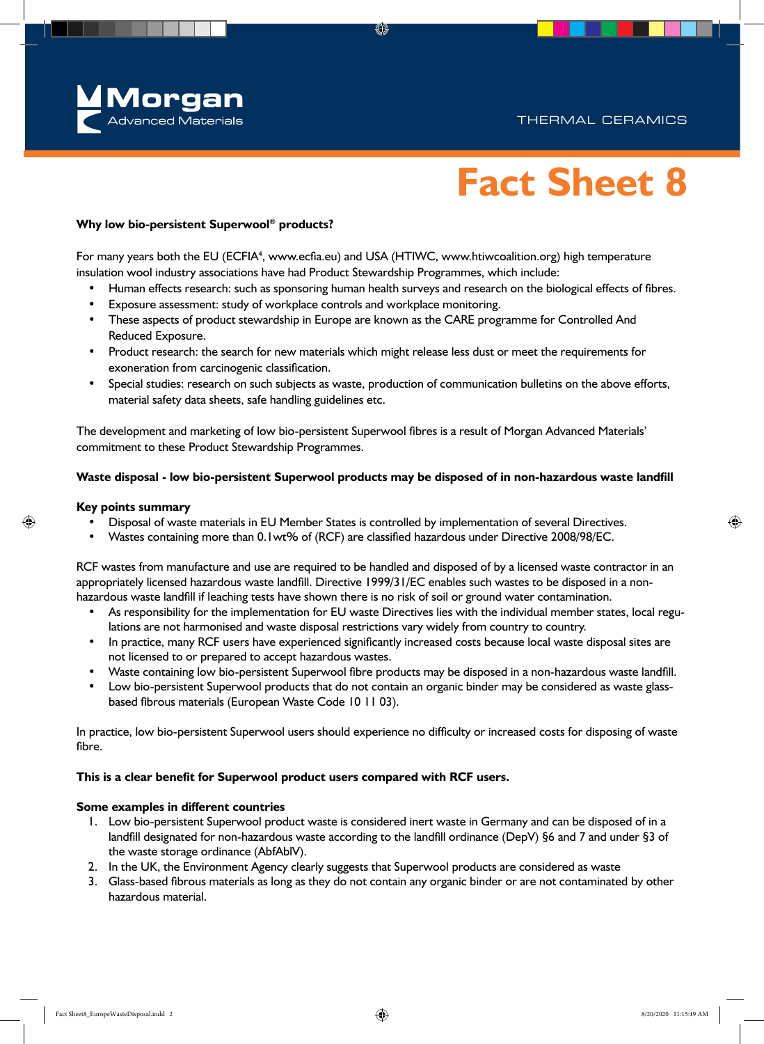# Fact Sheet 8

**Why low bio-persistent Superwool® products?**

For many years both the EU (ECFIA[4], www.ecfia.eu) and USA (HTIWC, www.htiwcoalition.org) high temperature insulation wool industry associations have had Product Stewardship Programmes, which include:

- Human effects research: such as sponsoring human health surveys and research on the biological effects of fibres.
- Exposure assessment: study of workplace controls and workplace monitoring.
- These aspects of product stewardship in Europe are known as the CARE programme for Controlled And Reduced Exposure.
- Product research: the search for new materials which might release less dust or meet the requirements for exoneration from carcinogenic classification.
- Special studies: research on such subjects as waste, production of communication bulletins on the above efforts, material safety data sheets, safe handling guidelines etc.

The development and marketing of low bio-persistent Superwool fibres is a result of Morgan Advanced Materials' commitment to these Product Stewardship Programmes.

**Waste disposal - low bio-persistent Superwool products may be disposed of in non-hazardous waste landfill**

**Key points summary**

- Disposal of waste materials in EU Member States is controlled by implementation of several Directives.
- Wastes containing more than 0.1wt% of (RCF) are classified hazardous under Directive 2008/98/EC.

RCF wastes from manufacture and use are required to be handled and disposed of by a licensed waste contractor in an appropriately licensed hazardous waste landfill. Directive 1999/31/EC enables such wastes to be disposed in a non-hazardous waste landfill if leaching tests have shown there is no risk of soil or ground water contamination.

- As responsibility for the implementation for EU waste Directives lies with the individual member states, local regulations are not harmonised and waste disposal restrictions vary widely from country to country.
- In practice, many RCF users have experienced significantly increased costs because local waste disposal sites are not licensed to or prepared to accept hazardous wastes.
- Waste containing low bio-persistent Superwool fibre products may be disposed in a non-hazardous waste landfill.
- Low bio-persistent Superwool products that do not contain an organic binder may be considered as waste glass-based fibrous materials (European Waste Code 10 11 03).

In practice, low bio-persistent Superwool users should experience no difficulty or increased costs for disposing of waste fibre.

**This is a clear benefit for Superwool product users compared with RCF users.**

**Some examples in different countries**

1. Low bio-persistent Superwool product waste is considered inert waste in Germany and can be disposed of in a landfill designated for non-hazardous waste according to the landfill ordinance (DepV) §6 and 7 and under §3 of the waste storage ordinance (AbfAblV).
2. In the UK, the Environment Agency clearly suggests that Superwool products are considered as waste
3. Glass-based fibrous materials as long as they do not contain any organic binder or are not contaminated by other hazardous material.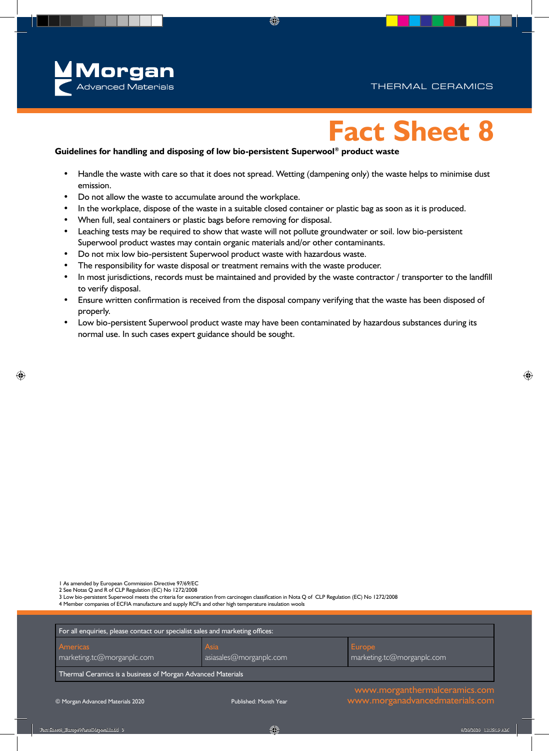Morgan Advanced Materials

THERMAL CERAMICS

# Fact Sheet 8

**Guidelines for handling and disposing of low bio-persistent Superwool® product waste**

- Handle the waste with care so that it does not spread. Wetting (dampening only) the waste helps to minimise dust emission.
- Do not allow the waste to accumulate around the workplace.
- In the workplace, dispose of the waste in a suitable closed container or plastic bag as soon as it is produced.
- When full, seal containers or plastic bags before removing for disposal.
- Leaching tests may be required to show that waste will not pollute groundwater or soil. low bio-persistent Superwool product wastes may contain organic materials and/or other contaminants.
- Do not mix low bio-persistent Superwool product waste with hazardous waste.
- The responsibility for waste disposal or treatment remains with the waste producer.
- In most jurisdictions, records must be maintained and provided by the waste contractor / transporter to the landfill to verify disposal.
- Ensure written confirmation is received from the disposal company verifying that the waste has been disposed of properly.
- Low bio-persistent Superwool product waste may have been contaminated by hazardous substances during its normal use. In such cases expert guidance should be sought.

1 As amended by European Commission Directive 97/69/EC
2 See Notas Q and R of CLP Regulation (EC) No 1272/2008
3 Low bio-persistent Superwool meets the criteria for exoneration from carcinogen classification in Nota Q of CLP Regulation (EC) No 1272/2008
4 Member companies of ECFIA manufacture and supply RCFs and other high temperature insulation wools

| For all enquiries, please contact our specialist sales and marketing offices: | | |
|---|---|---|
| Americas<br>marketing.tc@morganplc.com | Asia<br>asiasales@morganplc.com | Europe<br>marketing.tc@morganplc.com |
| Thermal Ceramics is a business of Morgan Advanced Materials | | |

© Morgan Advanced Materials 2020

Published: Month Year

www.morganthermalceramics.com
www.morganadvancedmaterials.com